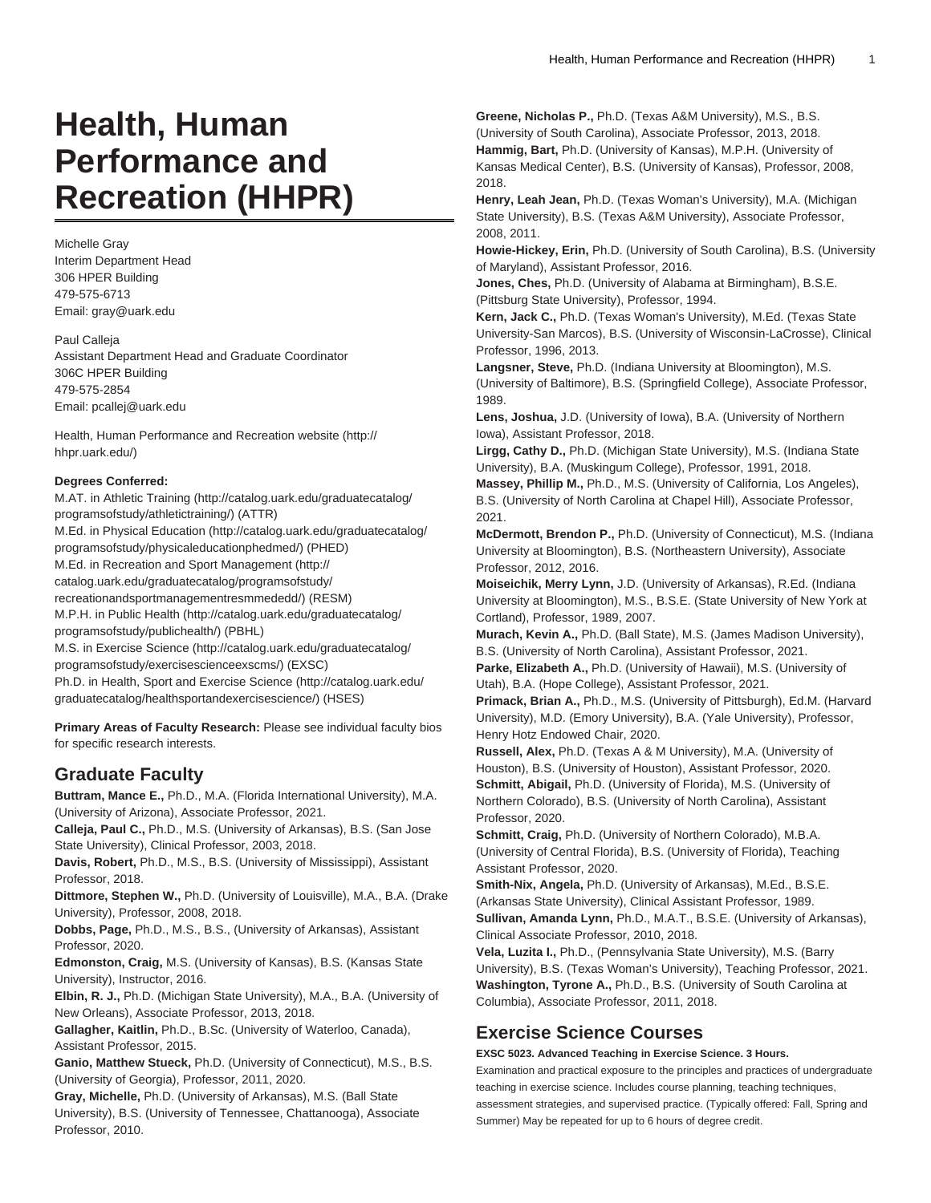# Health, Human Performance and Recreation (HHPR)

Michelle Gray
Interim Department Head
306 HPER Building
479-575-6713
Email: gray@uark.edu

Paul Calleja
Assistant Department Head and Graduate Coordinator
306C HPER Building
479-575-2854
Email: pcallej@uark.edu

Health, Human Performance and Recreation website (http://hhpr.uark.edu/)

**Degrees Conferred:**

M.AT. in Athletic Training (http://catalog.uark.edu/graduatecatalog/programsofstudy/athletictraining/) (ATTR)
M.Ed. in Physical Education (http://catalog.uark.edu/graduatecatalog/programsofstudy/physicaleducationphedmed/) (PHED)
M.Ed. in Recreation and Sport Management (http://catalog.uark.edu/graduatecatalog/programsofstudy/recreationandsportmanagementresmmededd/) (RESM)
M.P.H. in Public Health (http://catalog.uark.edu/graduatecatalog/programsofstudy/publichealth/) (PBHL)
M.S. in Exercise Science (http://catalog.uark.edu/graduatecatalog/programsofstudy/exercisescienceexscms/) (EXSC)
Ph.D. in Health, Sport and Exercise Science (http://catalog.uark.edu/graduatecatalog/healthsportandexercisescience/) (HSES)

**Primary Areas of Faculty Research:** Please see individual faculty bios for specific research interests.

## Graduate Faculty

**Buttram, Mance E.,** Ph.D., M.A. (Florida International University), M.A. (University of Arizona), Associate Professor, 2021.
**Calleja, Paul C.,** Ph.D., M.S. (University of Arkansas), B.S. (San Jose State University), Clinical Professor, 2003, 2018.
**Davis, Robert,** Ph.D., M.S., B.S. (University of Mississippi), Assistant Professor, 2018.
**Dittmore, Stephen W.,** Ph.D. (University of Louisville), M.A., B.A. (Drake University), Professor, 2008, 2018.
**Dobbs, Page,** Ph.D., M.S., B.S., (University of Arkansas), Assistant Professor, 2020.
**Edmonston, Craig,** M.S. (University of Kansas), B.S. (Kansas State University), Instructor, 2016.
**Elbin, R. J.,** Ph.D. (Michigan State University), M.A., B.A. (University of New Orleans), Associate Professor, 2013, 2018.
**Gallagher, Kaitlin,** Ph.D., B.Sc. (University of Waterloo, Canada), Assistant Professor, 2015.
**Ganio, Matthew Stueck,** Ph.D. (University of Connecticut), M.S., B.S. (University of Georgia), Professor, 2011, 2020.
**Gray, Michelle,** Ph.D. (University of Arkansas), M.S. (Ball State University), B.S. (University of Tennessee, Chattanooga), Associate Professor, 2010.
**Greene, Nicholas P.,** Ph.D. (Texas A&M University), M.S., B.S. (University of South Carolina), Associate Professor, 2013, 2018.
**Hammig, Bart,** Ph.D. (University of Kansas), M.P.H. (University of Kansas Medical Center), B.S. (University of Kansas), Professor, 2008, 2018.
**Henry, Leah Jean,** Ph.D. (Texas Woman's University), M.A. (Michigan State University), B.S. (Texas A&M University), Associate Professor, 2008, 2011.
**Howie-Hickey, Erin,** Ph.D. (University of South Carolina), B.S. (University of Maryland), Assistant Professor, 2016.
**Jones, Ches,** Ph.D. (University of Alabama at Birmingham), B.S.E. (Pittsburg State University), Professor, 1994.
**Kern, Jack C.,** Ph.D. (Texas Woman's University), M.Ed. (Texas State University-San Marcos), B.S. (University of Wisconsin-LaCrosse), Clinical Professor, 1996, 2013.
**Langsner, Steve,** Ph.D. (Indiana University at Bloomington), M.S. (University of Baltimore), B.S. (Springfield College), Associate Professor, 1989.
**Lens, Joshua,** J.D. (University of Iowa), B.A. (University of Northern Iowa), Assistant Professor, 2018.
**Lirgg, Cathy D.,** Ph.D. (Michigan State University), M.S. (Indiana State University), B.A. (Muskingum College), Professor, 1991, 2018.
**Massey, Phillip M.,** Ph.D., M.S. (University of California, Los Angeles), B.S. (University of North Carolina at Chapel Hill), Associate Professor, 2021.
**McDermott, Brendon P.,** Ph.D. (University of Connecticut), M.S. (Indiana University at Bloomington), B.S. (Northeastern University), Associate Professor, 2012, 2016.
**Moiseichik, Merry Lynn,** J.D. (University of Arkansas), R.Ed. (Indiana University at Bloomington), M.S., B.S.E. (State University of New York at Cortland), Professor, 1989, 2007.
**Murach, Kevin A.,** Ph.D. (Ball State), M.S. (James Madison University), B.S. (University of North Carolina), Assistant Professor, 2021.
**Parke, Elizabeth A.,** Ph.D. (University of Hawaii), M.S. (University of Utah), B.A. (Hope College), Assistant Professor, 2021.
**Primack, Brian A.,** Ph.D., M.S. (University of Pittsburgh), Ed.M. (Harvard University), M.D. (Emory University), B.A. (Yale University), Professor, Henry Hotz Endowed Chair, 2020.
**Russell, Alex,** Ph.D. (Texas A & M University), M.A. (University of Houston), B.S. (University of Houston), Assistant Professor, 2020.
**Schmitt, Abigail,** Ph.D. (University of Florida), M.S. (University of Northern Colorado), B.S. (University of North Carolina), Assistant Professor, 2020.
**Schmitt, Craig,** Ph.D. (University of Northern Colorado), M.B.A. (University of Central Florida), B.S. (University of Florida), Teaching Assistant Professor, 2020.
**Smith-Nix, Angela,** Ph.D. (University of Arkansas), M.Ed., B.S.E. (Arkansas State University), Clinical Assistant Professor, 1989.
**Sullivan, Amanda Lynn,** Ph.D., M.A.T., B.S.E. (University of Arkansas), Clinical Associate Professor, 2010, 2018.
**Vela, Luzita I.,** Ph.D., (Pennsylvania State University), M.S. (Barry University), B.S. (Texas Woman's University), Teaching Professor, 2021.
**Washington, Tyrone A.,** Ph.D., B.S. (University of South Carolina at Columbia), Associate Professor, 2011, 2018.

## Exercise Science Courses

**EXSC 5023. Advanced Teaching in Exercise Science. 3 Hours.**

Examination and practical exposure to the principles and practices of undergraduate teaching in exercise science. Includes course planning, teaching techniques, assessment strategies, and supervised practice. (Typically offered: Fall, Spring and Summer) May be repeated for up to 6 hours of degree credit.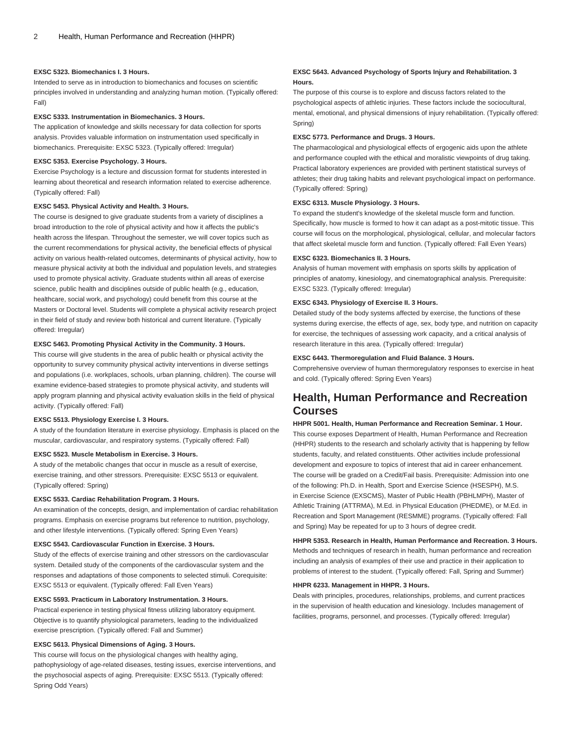**EXSC 5323. Biomechanics I. 3 Hours.**

Intended to serve as in introduction to biomechanics and focuses on scientific principles involved in understanding and analyzing human motion. (Typically offered: Fall)

**EXSC 5333. Instrumentation in Biomechanics. 3 Hours.**

The application of knowledge and skills necessary for data collection for sports analysis. Provides valuable information on instrumentation used specifically in biomechanics. Prerequisite: EXSC 5323. (Typically offered: Irregular)

**EXSC 5353. Exercise Psychology. 3 Hours.**

Exercise Psychology is a lecture and discussion format for students interested in learning about theoretical and research information related to exercise adherence. (Typically offered: Fall)

**EXSC 5453. Physical Activity and Health. 3 Hours.**

The course is designed to give graduate students from a variety of disciplines a broad introduction to the role of physical activity and how it affects the public's health across the lifespan. Throughout the semester, we will cover topics such as the current recommendations for physical activity, the beneficial effects of physical activity on various health-related outcomes, determinants of physical activity, how to measure physical activity at both the individual and population levels, and strategies used to promote physical activity. Graduate students within all areas of exercise science, public health and disciplines outside of public health (e.g., education, healthcare, social work, and psychology) could benefit from this course at the Masters or Doctoral level. Students will complete a physical activity research project in their field of study and review both historical and current literature. (Typically offered: Irregular)

**EXSC 5463. Promoting Physical Activity in the Community. 3 Hours.**

This course will give students in the area of public health or physical activity the opportunity to survey community physical activity interventions in diverse settings and populations (i.e. workplaces, schools, urban planning, children). The course will examine evidence-based strategies to promote physical activity, and students will apply program planning and physical activity evaluation skills in the field of physical activity. (Typically offered: Fall)

**EXSC 5513. Physiology Exercise I. 3 Hours.**

A study of the foundation literature in exercise physiology. Emphasis is placed on the muscular, cardiovascular, and respiratory systems. (Typically offered: Fall)

**EXSC 5523. Muscle Metabolism in Exercise. 3 Hours.**

A study of the metabolic changes that occur in muscle as a result of exercise, exercise training, and other stressors. Prerequisite: EXSC 5513 or equivalent. (Typically offered: Spring)

**EXSC 5533. Cardiac Rehabilitation Program. 3 Hours.**

An examination of the concepts, design, and implementation of cardiac rehabilitation programs. Emphasis on exercise programs but reference to nutrition, psychology, and other lifestyle interventions. (Typically offered: Spring Even Years)

**EXSC 5543. Cardiovascular Function in Exercise. 3 Hours.**

Study of the effects of exercise training and other stressors on the cardiovascular system. Detailed study of the components of the cardiovascular system and the responses and adaptations of those components to selected stimuli. Corequisite: EXSC 5513 or equivalent. (Typically offered: Fall Even Years)

**EXSC 5593. Practicum in Laboratory Instrumentation. 3 Hours.**

Practical experience in testing physical fitness utilizing laboratory equipment. Objective is to quantify physiological parameters, leading to the individualized exercise prescription. (Typically offered: Fall and Summer)

**EXSC 5613. Physical Dimensions of Aging. 3 Hours.**

This course will focus on the physiological changes with healthy aging, pathophysiology of age-related diseases, testing issues, exercise interventions, and the psychosocial aspects of aging. Prerequisite: EXSC 5513. (Typically offered: Spring Odd Years)

**EXSC 5643. Advanced Psychology of Sports Injury and Rehabilitation. 3 Hours.**

The purpose of this course is to explore and discuss factors related to the psychological aspects of athletic injuries. These factors include the sociocultural, mental, emotional, and physical dimensions of injury rehabilitation. (Typically offered: Spring)

**EXSC 5773. Performance and Drugs. 3 Hours.**

The pharmacological and physiological effects of ergogenic aids upon the athlete and performance coupled with the ethical and moralistic viewpoints of drug taking. Practical laboratory experiences are provided with pertinent statistical surveys of athletes; their drug taking habits and relevant psychological impact on performance. (Typically offered: Spring)

**EXSC 6313. Muscle Physiology. 3 Hours.**

To expand the student's knowledge of the skeletal muscle form and function. Specifically, how muscle is formed to how it can adapt as a post-mitotic tissue. This course will focus on the morphological, physiological, cellular, and molecular factors that affect skeletal muscle form and function. (Typically offered: Fall Even Years)

**EXSC 6323. Biomechanics II. 3 Hours.**

Analysis of human movement with emphasis on sports skills by application of principles of anatomy, kinesiology, and cinematographical analysis. Prerequisite: EXSC 5323. (Typically offered: Irregular)

**EXSC 6343. Physiology of Exercise II. 3 Hours.**

Detailed study of the body systems affected by exercise, the functions of these systems during exercise, the effects of age, sex, body type, and nutrition on capacity for exercise, the techniques of assessing work capacity, and a critical analysis of research literature in this area. (Typically offered: Irregular)

**EXSC 6443. Thermoregulation and Fluid Balance. 3 Hours.**

Comprehensive overview of human thermoregulatory responses to exercise in heat and cold. (Typically offered: Spring Even Years)

## Health, Human Performance and Recreation Courses

**HHPR 5001. Health, Human Performance and Recreation Seminar. 1 Hour.**

This course exposes Department of Health, Human Performance and Recreation (HHPR) students to the research and scholarly activity that is happening by fellow students, faculty, and related constituents. Other activities include professional development and exposure to topics of interest that aid in career enhancement. The course will be graded on a Credit/Fail basis. Prerequisite: Admission into one of the following: Ph.D. in Health, Sport and Exercise Science (HSESPH), M.S. in Exercise Science (EXSCMS), Master of Public Health (PBHLMPH), Master of Athletic Training (ATTRMA), M.Ed. in Physical Education (PHEDME), or M.Ed. in Recreation and Sport Management (RESMME) programs. (Typically offered: Fall and Spring) May be repeated for up to 3 hours of degree credit.

**HHPR 5353. Research in Health, Human Performance and Recreation. 3 Hours.**

Methods and techniques of research in health, human performance and recreation including an analysis of examples of their use and practice in their application to problems of interest to the student. (Typically offered: Fall, Spring and Summer)

**HHPR 6233. Management in HHPR. 3 Hours.**

Deals with principles, procedures, relationships, problems, and current practices in the supervision of health education and kinesiology. Includes management of facilities, programs, personnel, and processes. (Typically offered: Irregular)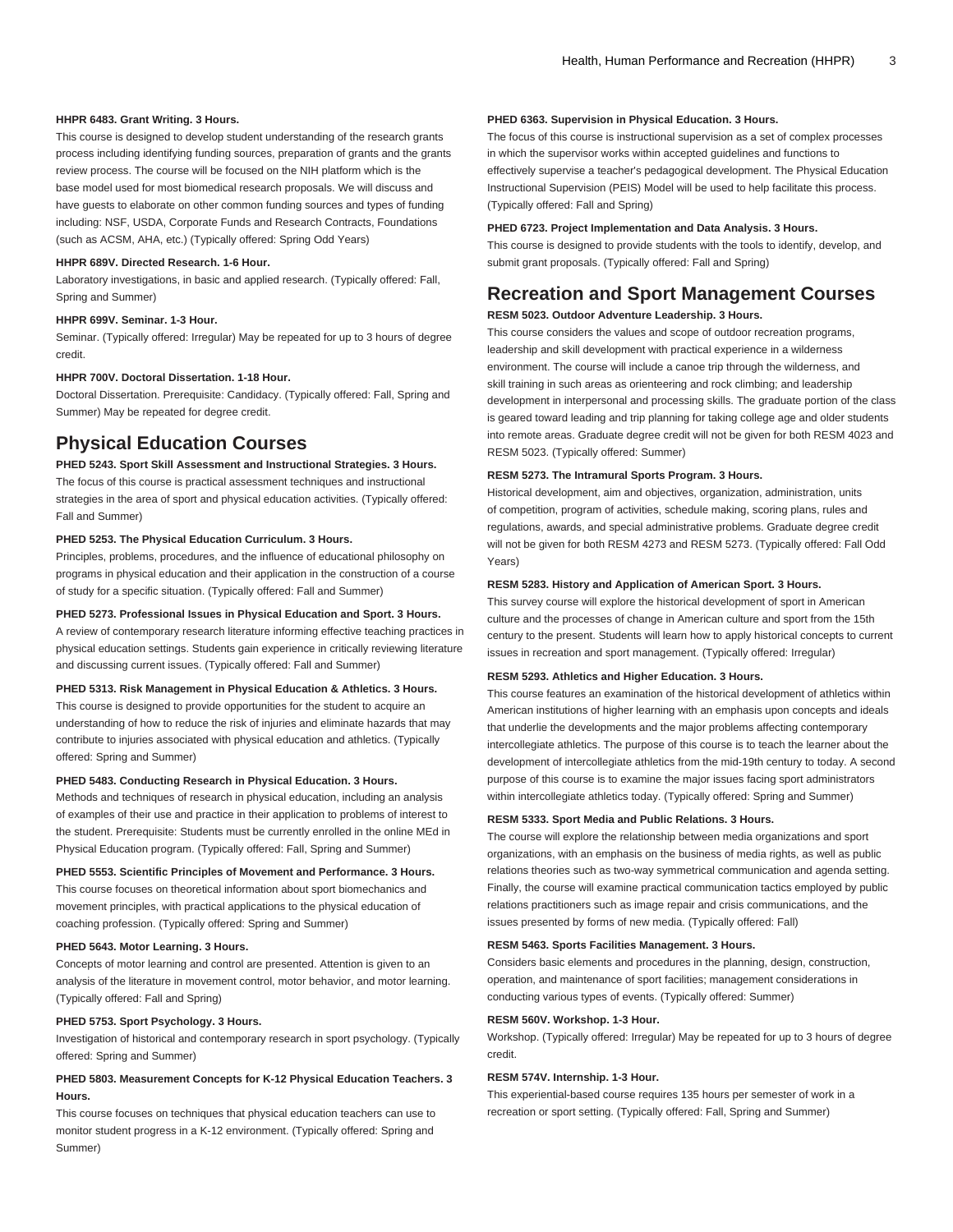**HHPR 6483. Grant Writing. 3 Hours.**

This course is designed to develop student understanding of the research grants process including identifying funding sources, preparation of grants and the grants review process. The course will be focused on the NIH platform which is the base model used for most biomedical research proposals. We will discuss and have guests to elaborate on other common funding sources and types of funding including: NSF, USDA, Corporate Funds and Research Contracts, Foundations (such as ACSM, AHA, etc.) (Typically offered: Spring Odd Years)

**HHPR 689V. Directed Research. 1-6 Hour.**

Laboratory investigations, in basic and applied research. (Typically offered: Fall, Spring and Summer)

**HHPR 699V. Seminar. 1-3 Hour.**

Seminar. (Typically offered: Irregular) May be repeated for up to 3 hours of degree credit.

**HHPR 700V. Doctoral Dissertation. 1-18 Hour.**

Doctoral Dissertation. Prerequisite: Candidacy. (Typically offered: Fall, Spring and Summer) May be repeated for degree credit.

## Physical Education Courses

**PHED 5243. Sport Skill Assessment and Instructional Strategies. 3 Hours.**

The focus of this course is practical assessment techniques and instructional strategies in the area of sport and physical education activities. (Typically offered: Fall and Summer)

**PHED 5253. The Physical Education Curriculum. 3 Hours.**

Principles, problems, procedures, and the influence of educational philosophy on programs in physical education and their application in the construction of a course of study for a specific situation. (Typically offered: Fall and Summer)

**PHED 5273. Professional Issues in Physical Education and Sport. 3 Hours.**

A review of contemporary research literature informing effective teaching practices in physical education settings. Students gain experience in critically reviewing literature and discussing current issues. (Typically offered: Fall and Summer)

**PHED 5313. Risk Management in Physical Education & Athletics. 3 Hours.**

This course is designed to provide opportunities for the student to acquire an understanding of how to reduce the risk of injuries and eliminate hazards that may contribute to injuries associated with physical education and athletics. (Typically offered: Spring and Summer)

**PHED 5483. Conducting Research in Physical Education. 3 Hours.**

Methods and techniques of research in physical education, including an analysis of examples of their use and practice in their application to problems of interest to the student. Prerequisite: Students must be currently enrolled in the online MEd in Physical Education program. (Typically offered: Fall, Spring and Summer)

**PHED 5553. Scientific Principles of Movement and Performance. 3 Hours.**

This course focuses on theoretical information about sport biomechanics and movement principles, with practical applications to the physical education of coaching profession. (Typically offered: Spring and Summer)

**PHED 5643. Motor Learning. 3 Hours.**

Concepts of motor learning and control are presented. Attention is given to an analysis of the literature in movement control, motor behavior, and motor learning. (Typically offered: Fall and Spring)

**PHED 5753. Sport Psychology. 3 Hours.**

Investigation of historical and contemporary research in sport psychology. (Typically offered: Spring and Summer)

**PHED 5803. Measurement Concepts for K-12 Physical Education Teachers. 3 Hours.**

This course focuses on techniques that physical education teachers can use to monitor student progress in a K-12 environment. (Typically offered: Spring and Summer)

**PHED 6363. Supervision in Physical Education. 3 Hours.**

The focus of this course is instructional supervision as a set of complex processes in which the supervisor works within accepted guidelines and functions to effectively supervise a teacher's pedagogical development. The Physical Education Instructional Supervision (PEIS) Model will be used to help facilitate this process. (Typically offered: Fall and Spring)

**PHED 6723. Project Implementation and Data Analysis. 3 Hours.**

This course is designed to provide students with the tools to identify, develop, and submit grant proposals. (Typically offered: Fall and Spring)

## Recreation and Sport Management Courses

**RESM 5023. Outdoor Adventure Leadership. 3 Hours.**

This course considers the values and scope of outdoor recreation programs, leadership and skill development with practical experience in a wilderness environment. The course will include a canoe trip through the wilderness, and skill training in such areas as orienteering and rock climbing; and leadership development in interpersonal and processing skills. The graduate portion of the class is geared toward leading and trip planning for taking college age and older students into remote areas. Graduate degree credit will not be given for both RESM 4023 and RESM 5023. (Typically offered: Summer)

**RESM 5273. The Intramural Sports Program. 3 Hours.**

Historical development, aim and objectives, organization, administration, units of competition, program of activities, schedule making, scoring plans, rules and regulations, awards, and special administrative problems. Graduate degree credit will not be given for both RESM 4273 and RESM 5273. (Typically offered: Fall Odd Years)

**RESM 5283. History and Application of American Sport. 3 Hours.**

This survey course will explore the historical development of sport in American culture and the processes of change in American culture and sport from the 15th century to the present. Students will learn how to apply historical concepts to current issues in recreation and sport management. (Typically offered: Irregular)

**RESM 5293. Athletics and Higher Education. 3 Hours.**

This course features an examination of the historical development of athletics within American institutions of higher learning with an emphasis upon concepts and ideals that underlie the developments and the major problems affecting contemporary intercollegiate athletics. The purpose of this course is to teach the learner about the development of intercollegiate athletics from the mid-19th century to today. A second purpose of this course is to examine the major issues facing sport administrators within intercollegiate athletics today. (Typically offered: Spring and Summer)

**RESM 5333. Sport Media and Public Relations. 3 Hours.**

The course will explore the relationship between media organizations and sport organizations, with an emphasis on the business of media rights, as well as public relations theories such as two-way symmetrical communication and agenda setting. Finally, the course will examine practical communication tactics employed by public relations practitioners such as image repair and crisis communications, and the issues presented by forms of new media. (Typically offered: Fall)

**RESM 5463. Sports Facilities Management. 3 Hours.**

Considers basic elements and procedures in the planning, design, construction, operation, and maintenance of sport facilities; management considerations in conducting various types of events. (Typically offered: Summer)

**RESM 560V. Workshop. 1-3 Hour.**

Workshop. (Typically offered: Irregular) May be repeated for up to 3 hours of degree credit.

**RESM 574V. Internship. 1-3 Hour.**

This experiential-based course requires 135 hours per semester of work in a recreation or sport setting. (Typically offered: Fall, Spring and Summer)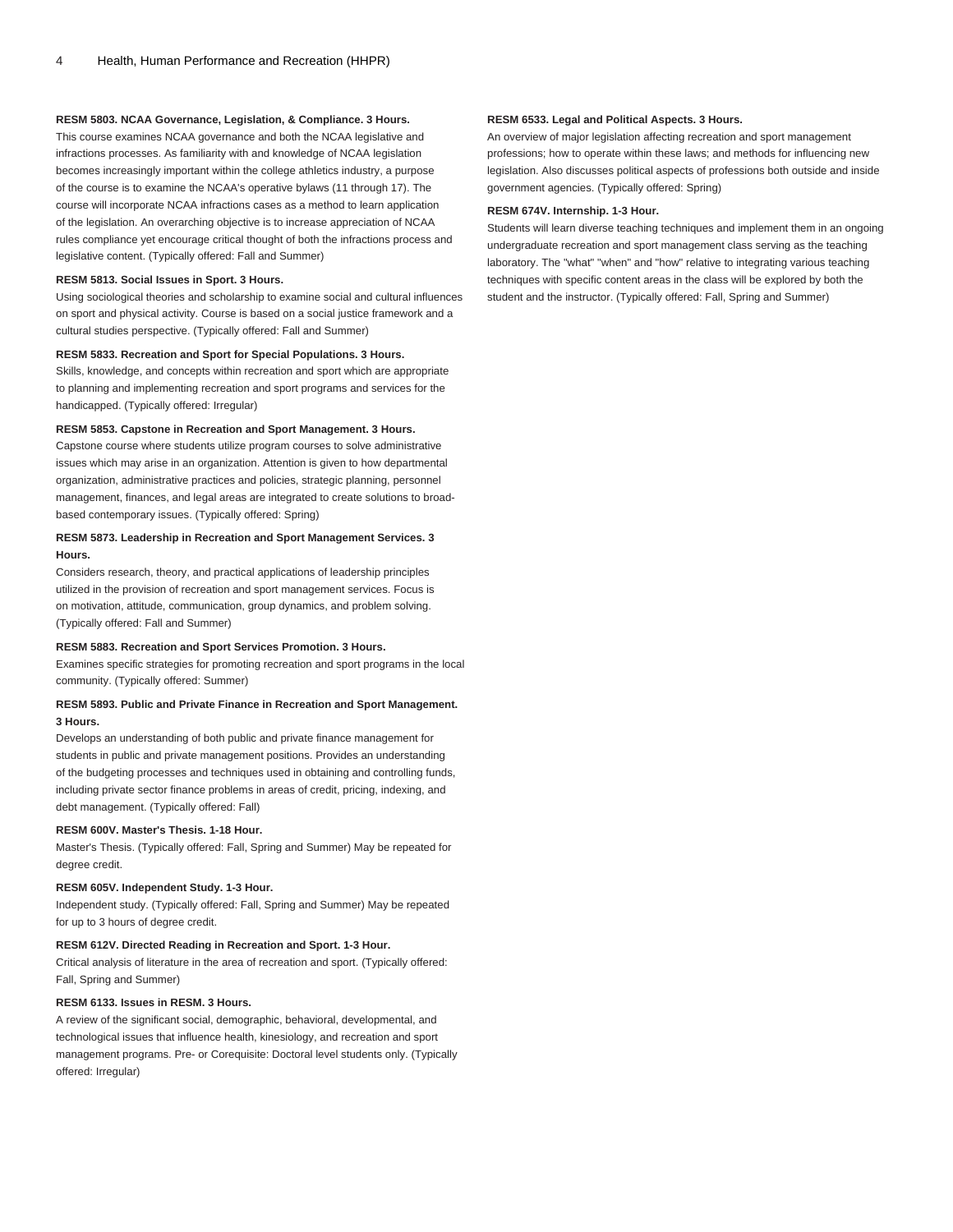**RESM 5803. NCAA Governance, Legislation, & Compliance. 3 Hours.**

This course examines NCAA governance and both the NCAA legislative and infractions processes. As familiarity with and knowledge of NCAA legislation becomes increasingly important within the college athletics industry, a purpose of the course is to examine the NCAA's operative bylaws (11 through 17). The course will incorporate NCAA infractions cases as a method to learn application of the legislation. An overarching objective is to increase appreciation of NCAA rules compliance yet encourage critical thought of both the infractions process and legislative content. (Typically offered: Fall and Summer)

**RESM 5813. Social Issues in Sport. 3 Hours.**

Using sociological theories and scholarship to examine social and cultural influences on sport and physical activity. Course is based on a social justice framework and a cultural studies perspective. (Typically offered: Fall and Summer)

**RESM 5833. Recreation and Sport for Special Populations. 3 Hours.**

Skills, knowledge, and concepts within recreation and sport which are appropriate to planning and implementing recreation and sport programs and services for the handicapped. (Typically offered: Irregular)

**RESM 5853. Capstone in Recreation and Sport Management. 3 Hours.**

Capstone course where students utilize program courses to solve administrative issues which may arise in an organization. Attention is given to how departmental organization, administrative practices and policies, strategic planning, personnel management, finances, and legal areas are integrated to create solutions to broad-based contemporary issues. (Typically offered: Spring)

**RESM 5873. Leadership in Recreation and Sport Management Services. 3 Hours.**

Considers research, theory, and practical applications of leadership principles utilized in the provision of recreation and sport management services. Focus is on motivation, attitude, communication, group dynamics, and problem solving. (Typically offered: Fall and Summer)

**RESM 5883. Recreation and Sport Services Promotion. 3 Hours.**

Examines specific strategies for promoting recreation and sport programs in the local community. (Typically offered: Summer)

**RESM 5893. Public and Private Finance in Recreation and Sport Management. 3 Hours.**

Develops an understanding of both public and private finance management for students in public and private management positions. Provides an understanding of the budgeting processes and techniques used in obtaining and controlling funds, including private sector finance problems in areas of credit, pricing, indexing, and debt management. (Typically offered: Fall)

**RESM 600V. Master's Thesis. 1-18 Hour.**

Master's Thesis. (Typically offered: Fall, Spring and Summer) May be repeated for degree credit.

**RESM 605V. Independent Study. 1-3 Hour.**

Independent study. (Typically offered: Fall, Spring and Summer) May be repeated for up to 3 hours of degree credit.

**RESM 612V. Directed Reading in Recreation and Sport. 1-3 Hour.**

Critical analysis of literature in the area of recreation and sport. (Typically offered: Fall, Spring and Summer)

**RESM 6133. Issues in RESM. 3 Hours.**

A review of the significant social, demographic, behavioral, developmental, and technological issues that influence health, kinesiology, and recreation and sport management programs. Pre- or Corequisite: Doctoral level students only. (Typically offered: Irregular)

**RESM 6533. Legal and Political Aspects. 3 Hours.**

An overview of major legislation affecting recreation and sport management professions; how to operate within these laws; and methods for influencing new legislation. Also discusses political aspects of professions both outside and inside government agencies. (Typically offered: Spring)

**RESM 674V. Internship. 1-3 Hour.**

Students will learn diverse teaching techniques and implement them in an ongoing undergraduate recreation and sport management class serving as the teaching laboratory. The "what" "when" and "how" relative to integrating various teaching techniques with specific content areas in the class will be explored by both the student and the instructor. (Typically offered: Fall, Spring and Summer)